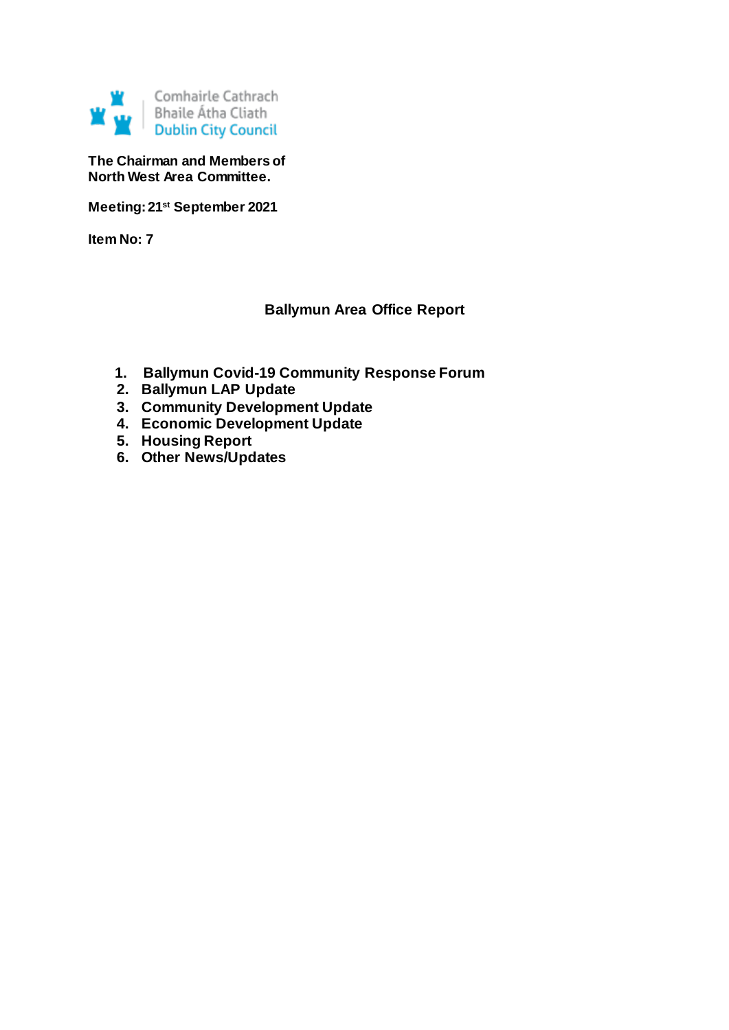Comhairle Cathrach
Bhaile Átha Cliath
Dublin City Council

**The Chairman and Members of**
**North West Area Committee.**

**Meeting: 21st September 2021**

**Item No: 7**

## Ballymun Area Office Report

1. **Ballymun Covid-19 Community Response Forum**
2. **Ballymun LAP Update**
3. **Community Development Update**
4. **Economic Development Update**
5. **Housing Report**
6. **Other News/Updates**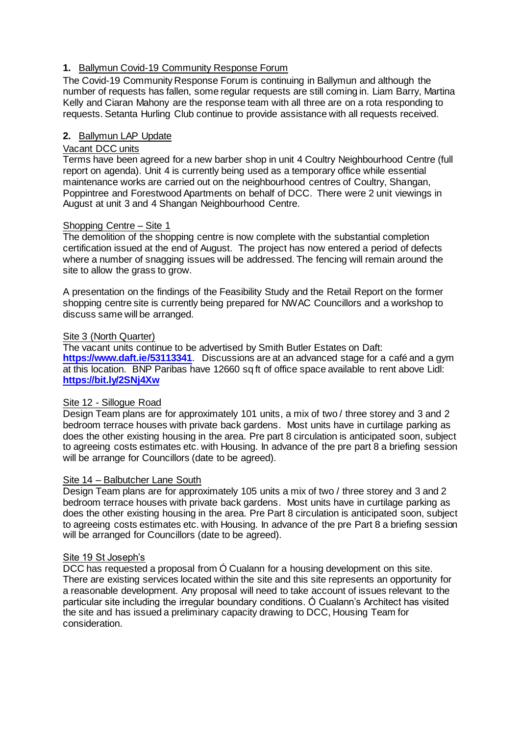**1.** Ballymun Covid-19 Community Response Forum

The Covid-19 Community Response Forum is continuing in Ballymun and although the number of requests has fallen, some regular requests are still coming in. Liam Barry, Martina Kelly and Ciaran Mahony are the response team with all three are on a rota responding to requests. Setanta Hurling Club continue to provide assistance with all requests received.

**2.** Ballymun LAP Update

Vacant DCC units

Terms have been agreed for a new barber shop in unit 4 Coultry Neighbourhood Centre (full report on agenda). Unit 4 is currently being used as a temporary office while essential maintenance works are carried out on the neighbourhood centres of Coultry, Shangan, Poppintree and Forestwood Apartments on behalf of DCC. There were 2 unit viewings in August at unit 3 and 4 Shangan Neighbourhood Centre.

Shopping Centre – Site 1

The demolition of the shopping centre is now complete with the substantial completion certification issued at the end of August. The project has now entered a period of defects where a number of snagging issues will be addressed. The fencing will remain around the site to allow the grass to grow.

A presentation on the findings of the Feasibility Study and the Retail Report on the former shopping centre site is currently being prepared for NWAC Councillors and a workshop to discuss same will be arranged.

Site 3 (North Quarter)

The vacant units continue to be advertised by Smith Butler Estates on Daft: **https://www.daft.ie/53113341**. Discussions are at an advanced stage for a café and a gym at this location. BNP Paribas have 12660 sq ft of office space available to rent above Lidl: **https://bit.ly/2SNj4Xw**

Site 12 - Sillogue Road

Design Team plans are for approximately 101 units, a mix of two / three storey and 3 and 2 bedroom terrace houses with private back gardens. Most units have in curtilage parking as does the other existing housing in the area. Pre part 8 circulation is anticipated soon, subject to agreeing costs estimates etc. with Housing. In advance of the pre part 8 a briefing session will be arrange for Councillors (date to be agreed).

Site 14 – Balbutcher Lane South

Design Team plans are for approximately 105 units a mix of two / three storey and 3 and 2 bedroom terrace houses with private back gardens. Most units have in curtilage parking as does the other existing housing in the area. Pre Part 8 circulation is anticipated soon, subject to agreeing costs estimates etc. with Housing. In advance of the pre Part 8 a briefing session will be arranged for Councillors (date to be agreed).

Site 19 St Joseph's

DCC has requested a proposal from Ó Cualann for a housing development on this site. There are existing services located within the site and this site represents an opportunity for a reasonable development. Any proposal will need to take account of issues relevant to the particular site including the irregular boundary conditions. Ó Cualann's Architect has visited the site and has issued a preliminary capacity drawing to DCC, Housing Team for consideration.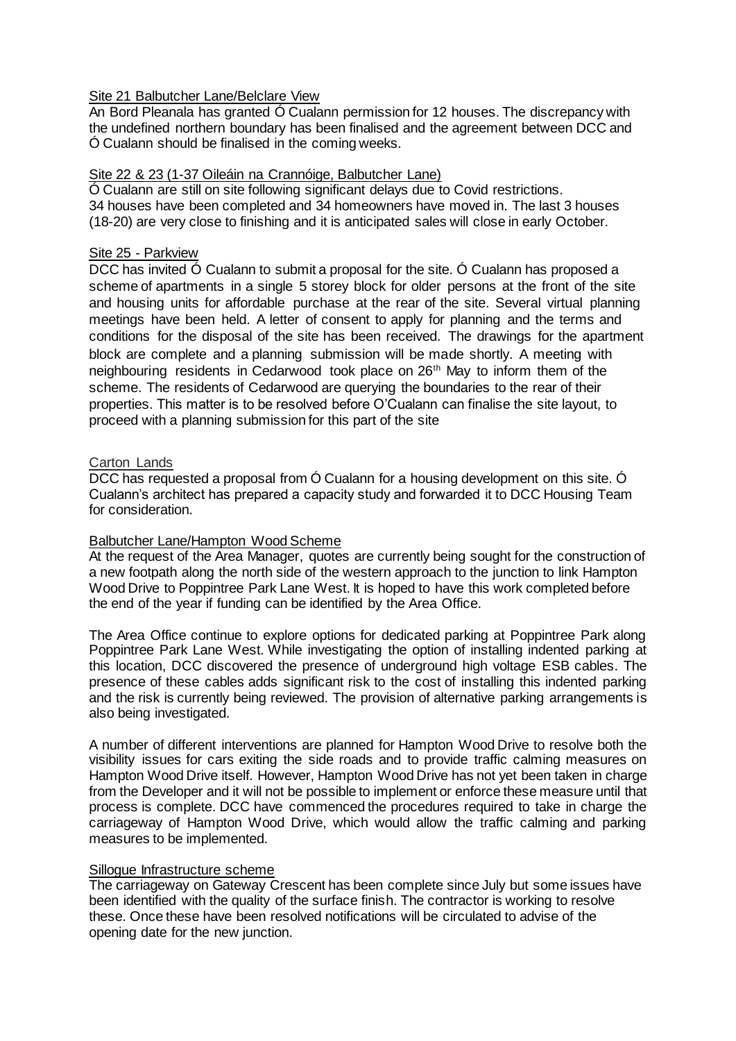Site 21 Balbutcher Lane/Belclare View

An Bord Pleanala has granted Ó Cualann permission for 12 houses. The discrepancy with the undefined northern boundary has been finalised and the agreement between DCC and Ó Cualann should be finalised in the coming weeks.

Site 22 & 23 (1-37 Oileáin na Crannóige, Balbutcher Lane)

Ó Cualann are still on site following significant delays due to Covid restrictions. 34 houses have been completed and 34 homeowners have moved in. The last 3 houses (18-20) are very close to finishing and it is anticipated sales will close in early October.

Site 25 - Parkview

DCC has invited Ó Cualann to submit a proposal for the site. Ó Cualann has proposed a scheme of apartments in a single 5 storey block for older persons at the front of the site and housing units for affordable purchase at the rear of the site. Several virtual planning meetings have been held. A letter of consent to apply for planning and the terms and conditions for the disposal of the site has been received. The drawings for the apartment block are complete and a planning submission will be made shortly. A meeting with neighbouring residents in Cedarwood took place on 26th May to inform them of the scheme. The residents of Cedarwood are querying the boundaries to the rear of their properties. This matter is to be resolved before O'Cualann can finalise the site layout, to proceed with a planning submission for this part of the site

Carton Lands

DCC has requested a proposal from Ó Cualann for a housing development on this site. Ó Cualann's architect has prepared a capacity study and forwarded it to DCC Housing Team for consideration.

Balbutcher Lane/Hampton Wood Scheme

At the request of the Area Manager, quotes are currently being sought for the construction of a new footpath along the north side of the western approach to the junction to link Hampton Wood Drive to Poppintree Park Lane West. It is hoped to have this work completed before the end of the year if funding can be identified by the Area Office.

The Area Office continue to explore options for dedicated parking at Poppintree Park along Poppintree Park Lane West. While investigating the option of installing indented parking at this location, DCC discovered the presence of underground high voltage ESB cables. The presence of these cables adds significant risk to the cost of installing this indented parking and the risk is currently being reviewed. The provision of alternative parking arrangements is also being investigated.

A number of different interventions are planned for Hampton Wood Drive to resolve both the visibility issues for cars exiting the side roads and to provide traffic calming measures on Hampton Wood Drive itself. However, Hampton Wood Drive has not yet been taken in charge from the Developer and it will not be possible to implement or enforce these measure until that process is complete. DCC have commenced the procedures required to take in charge the carriageway of Hampton Wood Drive, which would allow the traffic calming and parking measures to be implemented.

Sillogue Infrastructure scheme

The carriageway on Gateway Crescent has been complete since July but some issues have been identified with the quality of the surface finish. The contractor is working to resolve these. Once these have been resolved notifications will be circulated to advise of the opening date for the new junction.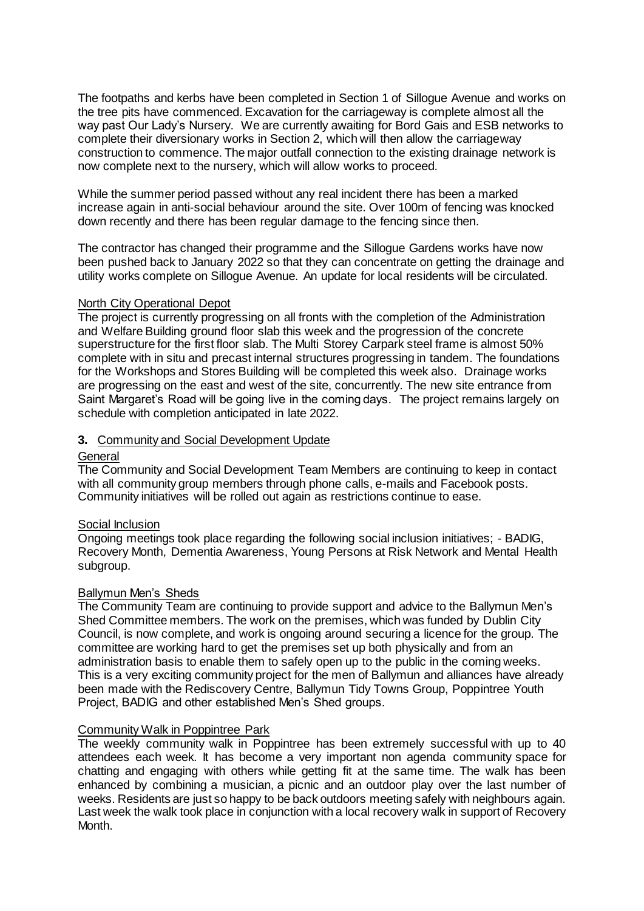The footpaths and kerbs have been completed in Section 1 of Sillogue Avenue and works on the tree pits have commenced. Excavation for the carriageway is complete almost all the way past Our Lady's Nursery. We are currently awaiting for Bord Gais and ESB networks to complete their diversionary works in Section 2, which will then allow the carriageway construction to commence. The major outfall connection to the existing drainage network is now complete next to the nursery, which will allow works to proceed.

While the summer period passed without any real incident there has been a marked increase again in anti-social behaviour around the site. Over 100m of fencing was knocked down recently and there has been regular damage to the fencing since then.

The contractor has changed their programme and the Sillogue Gardens works have now been pushed back to January 2022 so that they can concentrate on getting the drainage and utility works complete on Sillogue Avenue. An update for local residents will be circulated.

<u>North City Operational Depot</u>

The project is currently progressing on all fronts with the completion of the Administration and Welfare Building ground floor slab this week and the progression of the concrete superstructure for the first floor slab. The Multi Storey Carpark steel frame is almost 50% complete with in situ and precast internal structures progressing in tandem. The foundations for the Workshops and Stores Building will be completed this week also. Drainage works are progressing on the east and west of the site, concurrently. The new site entrance from Saint Margaret's Road will be going live in the coming days. The project remains largely on schedule with completion anticipated in late 2022.

## 3. Community and Social Development Update

<u>General</u>

The Community and Social Development Team Members are continuing to keep in contact with all community group members through phone calls, e-mails and Facebook posts. Community initiatives will be rolled out again as restrictions continue to ease.

<u>Social Inclusion</u>

Ongoing meetings took place regarding the following social inclusion initiatives; - BADIG, Recovery Month, Dementia Awareness, Young Persons at Risk Network and Mental Health subgroup.

<u>Ballymun Men's Sheds</u>

The Community Team are continuing to provide support and advice to the Ballymun Men's Shed Committee members. The work on the premises, which was funded by Dublin City Council, is now complete, and work is ongoing around securing a licence for the group. The committee are working hard to get the premises set up both physically and from an administration basis to enable them to safely open up to the public in the coming weeks. This is a very exciting community project for the men of Ballymun and alliances have already been made with the Rediscovery Centre, Ballymun Tidy Towns Group, Poppintree Youth Project, BADIG and other established Men's Shed groups.

<u>Community Walk in Poppintree Park</u>

The weekly community walk in Poppintree has been extremely successful with up to 40 attendees each week. It has become a very important non agenda community space for chatting and engaging with others while getting fit at the same time. The walk has been enhanced by combining a musician, a picnic and an outdoor play over the last number of weeks. Residents are just so happy to be back outdoors meeting safely with neighbours again. Last week the walk took place in conjunction with a local recovery walk in support of Recovery Month.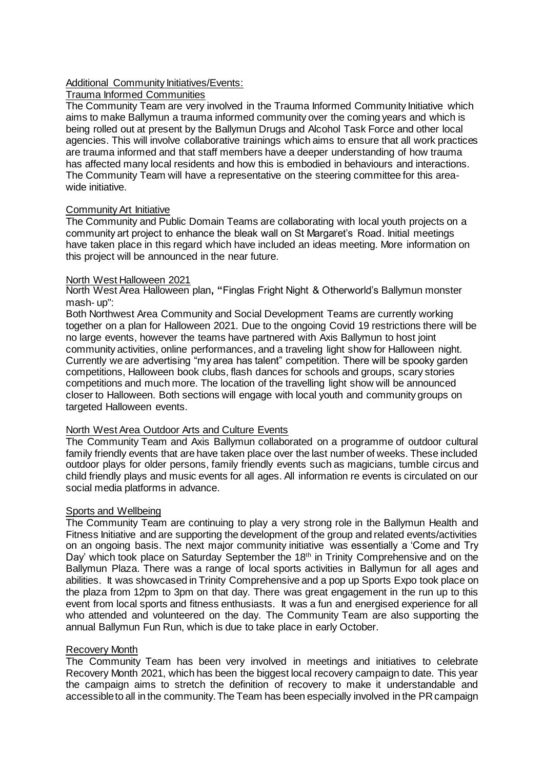## Additional Community Initiatives/Events:

### Trauma Informed Communities

The Community Team are very involved in the Trauma Informed Community Initiative which aims to make Ballymun a trauma informed community over the coming years and which is being rolled out at present by the Ballymun Drugs and Alcohol Task Force and other local agencies. This will involve collaborative trainings which aims to ensure that all work practices are trauma informed and that staff members have a deeper understanding of how trauma has affected many local residents and how this is embodied in behaviours and interactions. The Community Team will have a representative on the steering committee for this area-wide initiative.

### Community Art Initiative

The Community and Public Domain Teams are collaborating with local youth projects on a community art project to enhance the bleak wall on St Margaret's Road. Initial meetings have taken place in this regard which have included an ideas meeting. More information on this project will be announced in the near future.

### North West Halloween 2021

North West Area Halloween plan, **"**Finglas Fright Night & Otherworld's Ballymun monster mash- up":

Both Northwest Area Community and Social Development Teams are currently working together on a plan for Halloween 2021. Due to the ongoing Covid 19 restrictions there will be no large events, however the teams have partnered with Axis Ballymun to host joint community activities, online performances, and a traveling light show for Halloween night. Currently we are advertising "my area has talent" competition. There will be spooky garden competitions, Halloween book clubs, flash dances for schools and groups, scary stories competitions and much more. The location of the travelling light show will be announced closer to Halloween. Both sections will engage with local youth and community groups on targeted Halloween events.

### North West Area Outdoor Arts and Culture Events

The Community Team and Axis Ballymun collaborated on a programme of outdoor cultural family friendly events that are have taken place over the last number of weeks. These included outdoor plays for older persons, family friendly events such as magicians, tumble circus and child friendly plays and music events for all ages. All information re events is circulated on our social media platforms in advance.

### Sports and Wellbeing

The Community Team are continuing to play a very strong role in the Ballymun Health and Fitness Initiative and are supporting the development of the group and related events/activities on an ongoing basis. The next major community initiative was essentially a 'Come and Try Day' which took place on Saturday September the 18th in Trinity Comprehensive and on the Ballymun Plaza. There was a range of local sports activities in Ballymun for all ages and abilities. It was showcased in Trinity Comprehensive and a pop up Sports Expo took place on the plaza from 12pm to 3pm on that day. There was great engagement in the run up to this event from local sports and fitness enthusiasts. It was a fun and energised experience for all who attended and volunteered on the day. The Community Team are also supporting the annual Ballymun Fun Run, which is due to take place in early October.

### Recovery Month

The Community Team has been very involved in meetings and initiatives to celebrate Recovery Month 2021, which has been the biggest local recovery campaign to date. This year the campaign aims to stretch the definition of recovery to make it understandable and accessible to all in the community. The Team has been especially involved in the PR campaign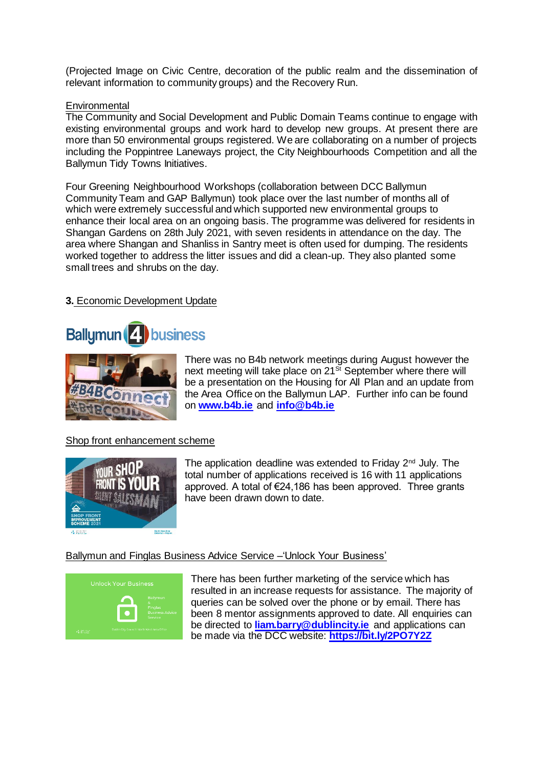(Projected Image on Civic Centre, decoration of the public realm and the dissemination of relevant information to community groups) and the Recovery Run.

Environmental

The Community and Social Development and Public Domain Teams continue to engage with existing environmental groups and work hard to develop new groups. At present there are more than 50 environmental groups registered. We are collaborating on a number of projects including the Poppintree Laneways project, the City Neighbourhoods Competition and all the Ballymun Tidy Towns Initiatives.

Four Greening Neighbourhood Workshops (collaboration between DCC Ballymun Community Team and GAP Ballymun) took place over the last number of months all of which were extremely successful and which supported new environmental groups to enhance their local area on an ongoing basis. The programme was delivered for residents in Shangan Gardens on 28th July 2021, with seven residents in attendance on the day. The area where Shangan and Shanliss in Santry meet is often used for dumping. The residents worked together to address the litter issues and did a clean-up. They also planted some small trees and shrubs on the day.

## 3. Economic Development Update

Ballymun 4 business

There was no B4b network meetings during August however the next meeting will take place on 21st September where there will be a presentation on the Housing for All Plan and an update from the Area Office on the Ballymun LAP. Further info can be found on **www.b4b.ie** and **info@b4b.ie**

Shop front enhancement scheme

The application deadline was extended to Friday 2nd July. The total number of applications received is 16 with 11 applications approved. A total of €24,186 has been approved. Three grants have been drawn down to date.

Ballymun and Finglas Business Advice Service –'Unlock Your Business'

There has been further marketing of the service which has resulted in an increase requests for assistance. The majority of queries can be solved over the phone or by email. There has been 8 mentor assignments approved to date. All enquiries can be directed to **liam.barry@dublincity.ie** and applications can be made via the DCC website: **https://bit.ly/2PO7Y2Z**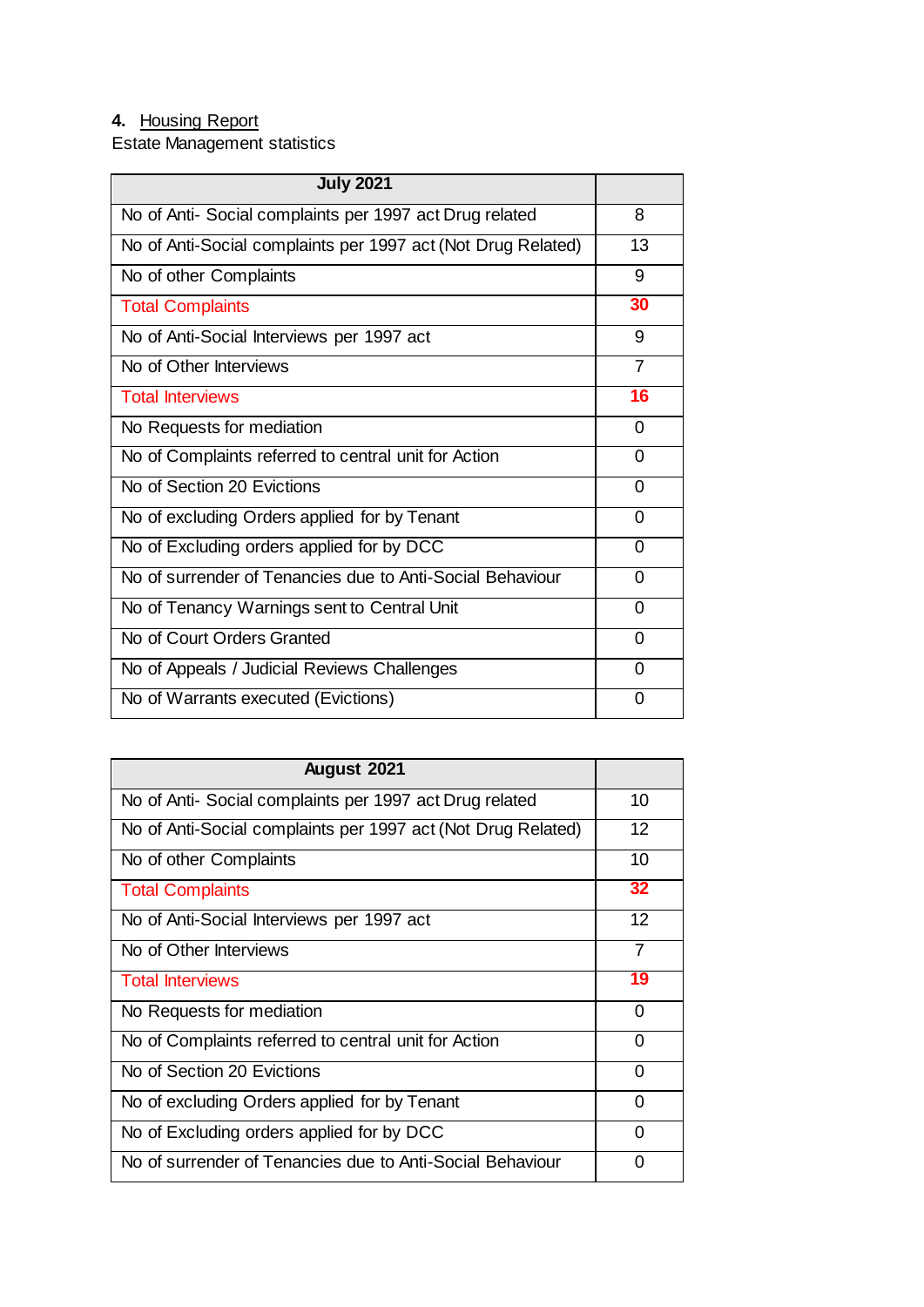**4.** Housing Report

Estate Management statistics

| July 2021 | |
|---|---|
| No of Anti- Social complaints per 1997 act Drug related | 8 |
| No of Anti-Social complaints per 1997 act (Not Drug Related) | 13 |
| No of other Complaints | 9 |
| Total Complaints | **30** |
| No of Anti-Social Interviews per 1997 act | 9 |
| No of Other Interviews | 7 |
| Total Interviews | **16** |
| No Requests for mediation | 0 |
| No of Complaints referred to central unit for Action | 0 |
| No of Section 20 Evictions | 0 |
| No of excluding Orders applied for by Tenant | 0 |
| No of Excluding orders applied for by DCC | 0 |
| No of surrender of Tenancies due to Anti-Social Behaviour | 0 |
| No of Tenancy Warnings sent to Central Unit | 0 |
| No of Court Orders Granted | 0 |
| No of Appeals / Judicial Reviews Challenges | 0 |
| No of Warrants executed (Evictions) | 0 |

| August 2021 | |
|---|---|
| No of Anti- Social complaints per 1997 act Drug related | 10 |
| No of Anti-Social complaints per 1997 act (Not Drug Related) | 12 |
| No of other Complaints | 10 |
| Total Complaints | **32** |
| No of Anti-Social Interviews per 1997 act | 12 |
| No of Other Interviews | 7 |
| Total Interviews | **19** |
| No Requests for mediation | 0 |
| No of Complaints referred to central unit for Action | 0 |
| No of Section 20 Evictions | 0 |
| No of excluding Orders applied for by Tenant | 0 |
| No of Excluding orders applied for by DCC | 0 |
| No of surrender of Tenancies due to Anti-Social Behaviour | 0 |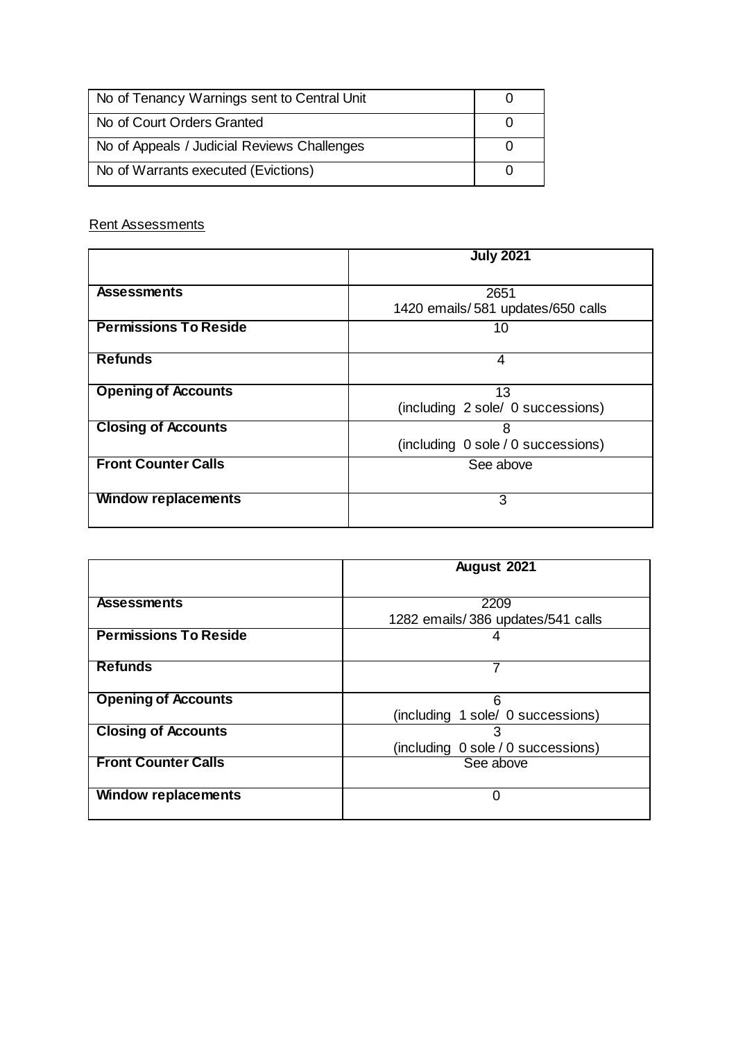| No of Tenancy Warnings sent to Central Unit | 0 |
|---|---|
| No of Court Orders Granted | 0 |
| No of Appeals / Judicial Reviews Challenges | 0 |
| No of Warrants executed (Evictions) | 0 |

Rent Assessments

| | **July 2021** |
|---|---|
| **Assessments** | 2651<br>1420 emails/ 581 updates/650 calls |
| **Permissions To Reside** | 10 |
| **Refunds** | 4 |
| **Opening of Accounts** | 13<br>(including 2 sole/ 0 successions) |
| **Closing of Accounts** | 8<br>(including 0 sole / 0 successions) |
| **Front Counter Calls** | See above |
| **Window replacements** | 3 |

| | **August 2021** |
|---|---|
| **Assessments** | 2209<br>1282 emails/ 386 updates/541 calls |
| **Permissions To Reside** | 4 |
| **Refunds** | 7 |
| **Opening of Accounts** | 6<br>(including 1 sole/ 0 successions) |
| **Closing of Accounts** | 3<br>(including 0 sole / 0 successions) |
| **Front Counter Calls** | See above |
| **Window replacements** | 0 |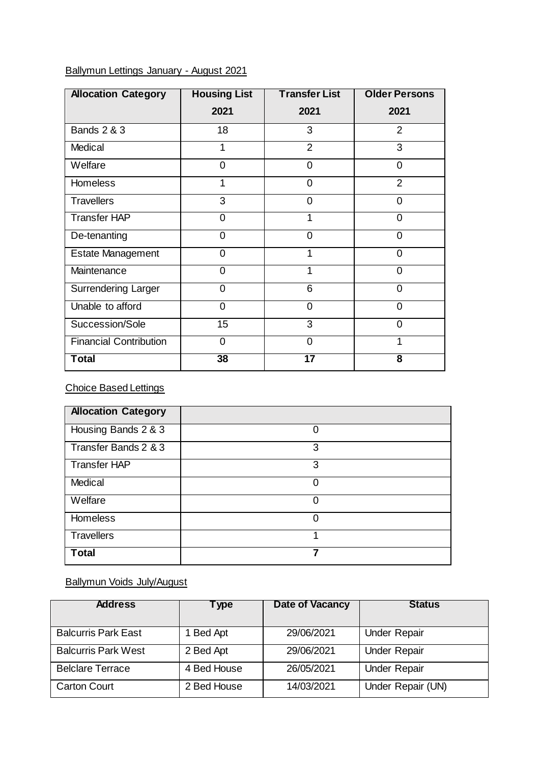Ballymun Lettings January - August 2021

| Allocation Category | Housing List 2021 | Transfer List 2021 | Older Persons 2021 |
|---|---|---|---|
| Bands 2 & 3 | 18 | 3 | 2 |
| Medical | 1 | 2 | 3 |
| Welfare | 0 | 0 | 0 |
| Homeless | 1 | 0 | 2 |
| Travellers | 3 | 0 | 0 |
| Transfer HAP | 0 | 1 | 0 |
| De-tenanting | 0 | 0 | 0 |
| Estate Management | 0 | 1 | 0 |
| Maintenance | 0 | 1 | 0 |
| Surrendering Larger | 0 | 6 | 0 |
| Unable to afford | 0 | 0 | 0 |
| Succession/Sole | 15 | 3 | 0 |
| Financial Contribution | 0 | 0 | 1 |
| **Total** | **38** | **17** | **8** |

Choice Based Lettings

| Allocation Category | |
|---|---|
| Housing Bands 2 & 3 | 0 |
| Transfer Bands 2 & 3 | 3 |
| Transfer HAP | 3 |
| Medical | 0 |
| Welfare | 0 |
| Homeless | 0 |
| Travellers | 1 |
| **Total** | **7** |

Ballymun Voids July/August

| Address | Type | Date of Vacancy | Status |
|---|---|---|---|
| Balcurris Park East | 1 Bed Apt | 29/06/2021 | Under Repair |
| Balcurris Park West | 2 Bed Apt | 29/06/2021 | Under Repair |
| Belclare Terrace | 4 Bed House | 26/05/2021 | Under Repair |
| Carton Court | 2 Bed House | 14/03/2021 | Under Repair (UN) |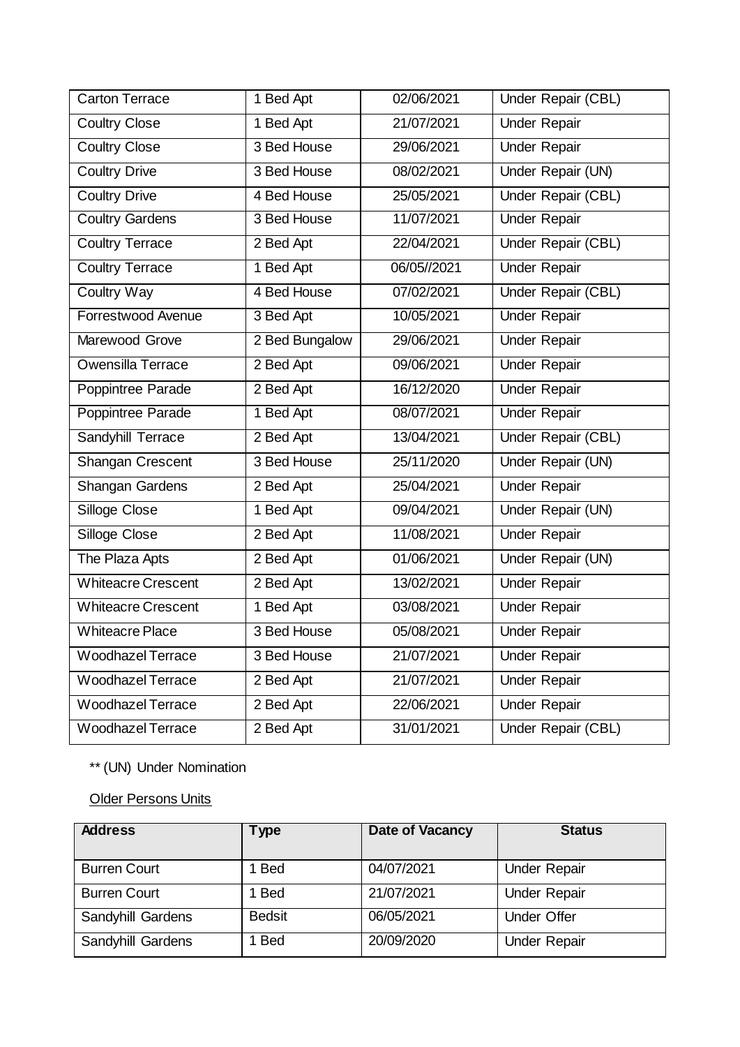| Carton Terrace | 1 Bed Apt | 02/06/2021 | Under Repair (CBL) |
|---|---|---|---|
| Coultry Close | 1 Bed Apt | 21/07/2021 | Under Repair |
| Coultry Close | 3 Bed House | 29/06/2021 | Under Repair |
| Coultry Drive | 3 Bed House | 08/02/2021 | Under Repair (UN) |
| Coultry Drive | 4 Bed House | 25/05/2021 | Under Repair (CBL) |
| Coultry Gardens | 3 Bed House | 11/07/2021 | Under Repair |
| Coultry Terrace | 2 Bed Apt | 22/04/2021 | Under Repair (CBL) |
| Coultry Terrace | 1 Bed Apt | 06/05//2021 | Under Repair |
| Coultry Way | 4 Bed House | 07/02/2021 | Under Repair (CBL) |
| Forrestwood Avenue | 3 Bed Apt | 10/05/2021 | Under Repair |
| Marewood Grove | 2 Bed Bungalow | 29/06/2021 | Under Repair |
| Owensilla Terrace | 2 Bed Apt | 09/06/2021 | Under Repair |
| Poppintree Parade | 2 Bed Apt | 16/12/2020 | Under Repair |
| Poppintree Parade | 1 Bed Apt | 08/07/2021 | Under Repair |
| Sandyhill Terrace | 2 Bed Apt | 13/04/2021 | Under Repair (CBL) |
| Shangan Crescent | 3 Bed House | 25/11/2020 | Under Repair (UN) |
| Shangan Gardens | 2 Bed Apt | 25/04/2021 | Under Repair |
| Silloge Close | 1 Bed Apt | 09/04/2021 | Under Repair (UN) |
| Silloge Close | 2 Bed Apt | 11/08/2021 | Under Repair |
| The Plaza Apts | 2 Bed Apt | 01/06/2021 | Under Repair (UN) |
| Whiteacre Crescent | 2 Bed Apt | 13/02/2021 | Under Repair |
| Whiteacre Crescent | 1 Bed Apt | 03/08/2021 | Under Repair |
| Whiteacre Place | 3 Bed House | 05/08/2021 | Under Repair |
| Woodhazel Terrace | 3 Bed House | 21/07/2021 | Under Repair |
| Woodhazel Terrace | 2 Bed Apt | 21/07/2021 | Under Repair |
| Woodhazel Terrace | 2 Bed Apt | 22/06/2021 | Under Repair |
| Woodhazel Terrace | 2 Bed Apt | 31/01/2021 | Under Repair (CBL) |

** (UN) Under Nomination

Older Persons Units

| Address | Type | Date of Vacancy | Status |
|---|---|---|---|
| Burren Court | 1 Bed | 04/07/2021 | Under Repair |
| Burren Court | 1 Bed | 21/07/2021 | Under Repair |
| Sandyhill Gardens | Bedsit | 06/05/2021 | Under Offer |
| Sandyhill Gardens | 1 Bed | 20/09/2020 | Under Repair |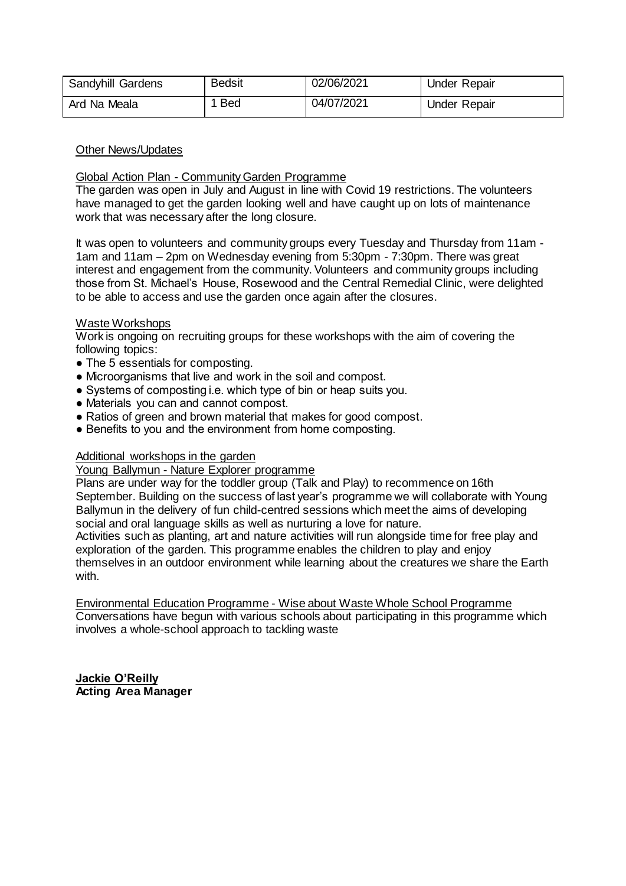| | | | |
|---|---|---|---|
| Sandyhill Gardens | Bedsit | 02/06/2021 | Under Repair |
| Ard Na Meala | 1 Bed | 04/07/2021 | Under Repair |

Other News/Updates

Global Action Plan - Community Garden Programme

The garden was open in July and August in line with Covid 19 restrictions. The volunteers have managed to get the garden looking well and have caught up on lots of maintenance work that was necessary after the long closure.

It was open to volunteers and community groups every Tuesday and Thursday from 11am - 1am and 11am – 2pm on Wednesday evening from 5:30pm - 7:30pm. There was great interest and engagement from the community. Volunteers and community groups including those from St. Michael's House, Rosewood and the Central Remedial Clinic, were delighted to be able to access and use the garden once again after the closures.

Waste Workshops

Work is ongoing on recruiting groups for these workshops with the aim of covering the following topics:

- The 5 essentials for composting.
- Microorganisms that live and work in the soil and compost.
- Systems of composting i.e. which type of bin or heap suits you.
- Materials you can and cannot compost.
- Ratios of green and brown material that makes for good compost.
- Benefits to you and the environment from home composting.

Additional workshops in the garden

Young Ballymun - Nature Explorer programme

Plans are under way for the toddler group (Talk and Play) to recommence on 16th September. Building on the success of last year's programme we will collaborate with Young Ballymun in the delivery of fun child-centred sessions which meet the aims of developing social and oral language skills as well as nurturing a love for nature.

Activities such as planting, art and nature activities will run alongside time for free play and exploration of the garden. This programme enables the children to play and enjoy themselves in an outdoor environment while learning about the creatures we share the Earth with.

Environmental Education Programme - Wise about Waste Whole School Programme

Conversations have begun with various schools about participating in this programme which involves a whole-school approach to tackling waste

**Jackie O'Reilly**
**Acting Area Manager**